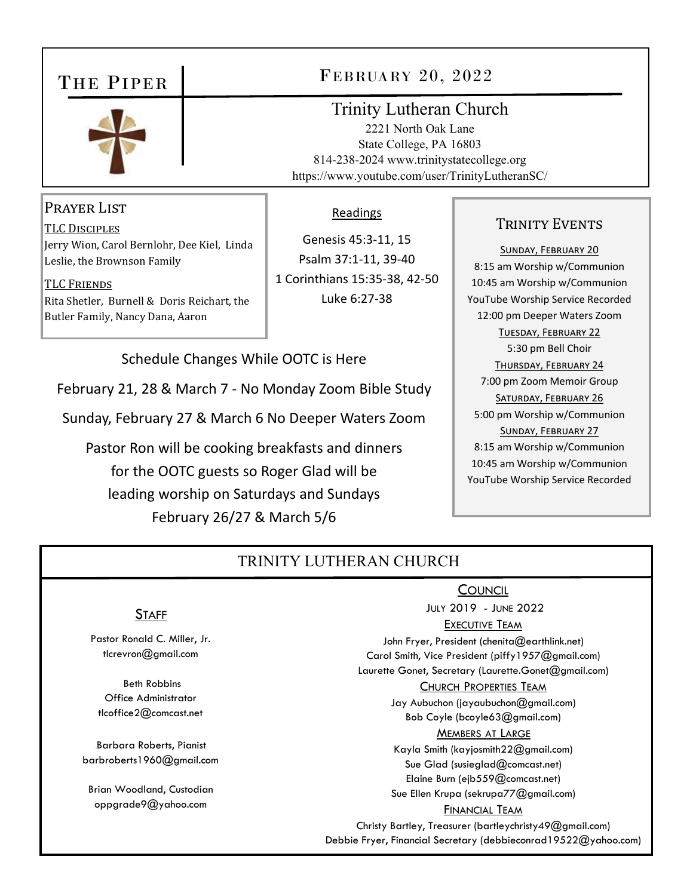# THE PIPER

## FEBRUARY 20, 2022

### Trinity Lutheran Church

2221 North Oak Lane
State College, PA 16803
814-238-2024 www.trinitystatecollege.org
https://www.youtube.com/user/TrinityLutheranSC/

## PRAYER LIST

**TLC DISCIPLES**
Jerry Wion, Carol Bernlohr, Dee Kiel, Linda Leslie, the Brownson Family

**TLC FRIENDS**
Rita Shetler, Burnell & Doris Reichart, the Butler Family, Nancy Dana, Aaron

## Readings

Genesis 45:3-11, 15
Psalm 37:1-11, 39-40
1 Corinthians 15:35-38, 42-50
Luke 6:27-38

Schedule Changes While OOTC is Here

February 21, 28 & March 7 - No Monday Zoom Bible Study

Sunday, February 27 & March 6 No Deeper Waters Zoom

Pastor Ron will be cooking breakfasts and dinners for the OOTC guests so Roger Glad will be leading worship on Saturdays and Sundays February 26/27 & March 5/6

## TRINITY EVENTS

**SUNDAY, FEBRUARY 20**
8:15 am Worship w/Communion
10:45 am Worship w/Communion
YouTube Worship Service Recorded
12:00 pm Deeper Waters Zoom

**TUESDAY, FEBRUARY 22**
5:30 pm Bell Choir

**THURSDAY, FEBRUARY 24**
7:00 pm Zoom Memoir Group

**SATURDAY, FEBRUARY 26**
5:00 pm Worship w/Communion

**SUNDAY, FEBRUARY 27**
8:15 am Worship w/Communion
10:45 am Worship w/Communion
YouTube Worship Service Recorded

## TRINITY LUTHERAN CHURCH

### STAFF

Pastor Ronald C. Miller, Jr.
tlcrevron@gmail.com

Beth Robbins
Office Administrator
tlcoffice2@comcast.net

Barbara Roberts, Pianist
barbroberts1960@gmail.com

Brian Woodland, Custodian
oppgrade9@yahoo.com

### COUNCIL

JULY 2019 - JUNE 2022

**EXECUTIVE TEAM**
John Fryer, President (chenita@earthlink.net)
Carol Smith, Vice President (piffy1957@gmail.com)
Laurette Gonet, Secretary (Laurette.Gonet@gmail.com)

**CHURCH PROPERTIES TEAM**
Jay Aubuchon (jayaubuchon@gmail.com)
Bob Coyle (bcoyle63@gmail.com)

**MEMBERS AT LARGE**
Kayla Smith (kayjosmith22@gmail.com)
Sue Glad (susieglad@comcast.net)
Elaine Burn (ejb559@comcast.net)
Sue Ellen Krupa (sekrupa77@gmail.com)

**FINANCIAL TEAM**
Christy Bartley, Treasurer (bartleychristy49@gmail.com)
Debbie Fryer, Financial Secretary (debbieconrad19522@yahoo.com)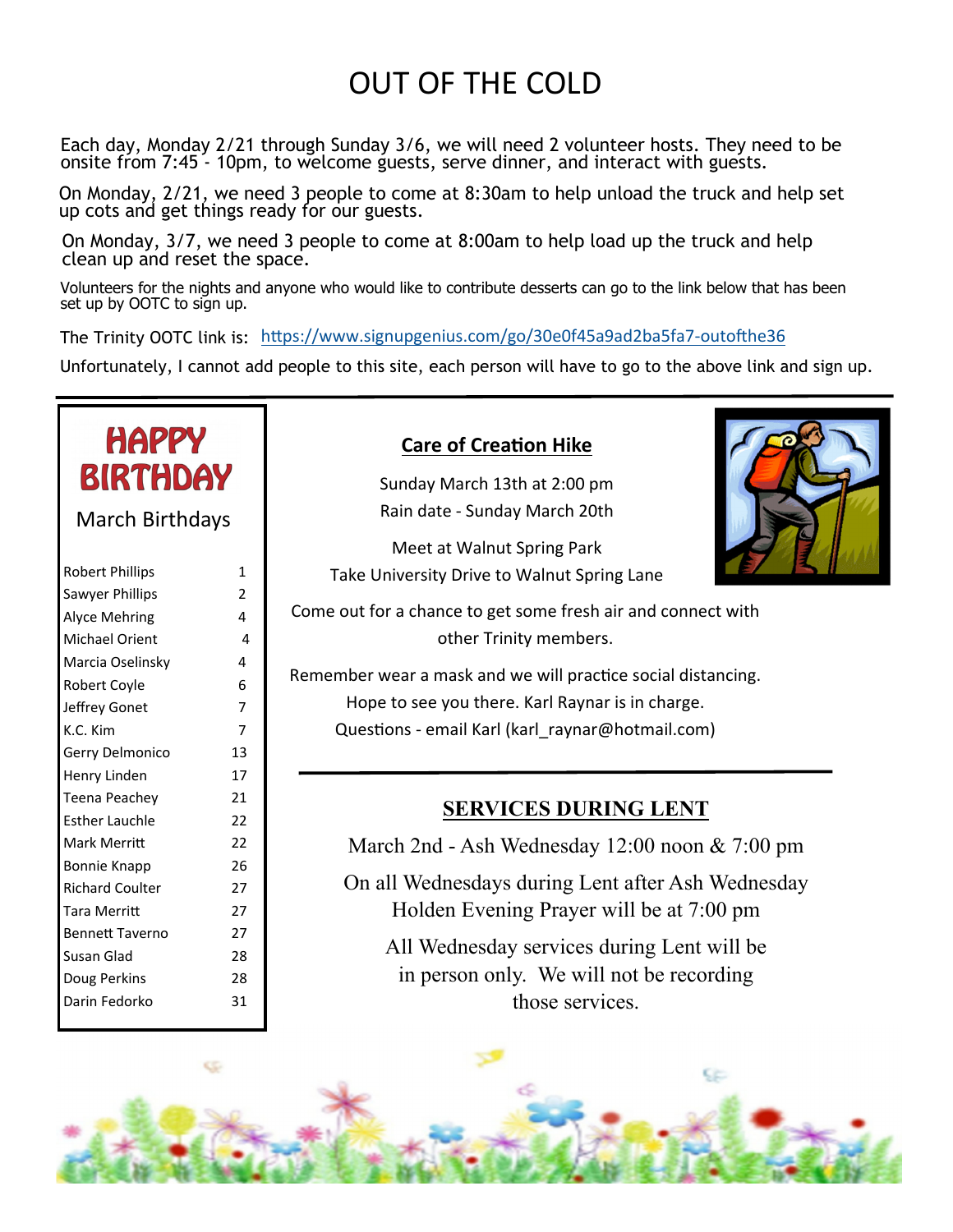# OUT OF THE COLD

Each day, Monday 2/21 through Sunday 3/6, we will need 2 volunteer hosts. They need to be onsite from 7:45 - 10pm, to welcome guests, serve dinner, and interact with guests.

On Monday, 2/21, we need 3 people to come at 8:30am to help unload the truck and help set up cots and get things ready for our guests.

On Monday, 3/7, we need 3 people to come at 8:00am to help load up the truck and help clean up and reset the space.

Volunteers for the nights and anyone who would like to contribute desserts can go to the link below that has been set up by OOTC to sign up.

The Trinity OOTC link is: https://www.signupgenius.com/go/30e0f45a9ad2ba5fa7-outofthe36

Unfortunately, I cannot add people to this site, each person will have to go to the above link and sign up.

## HAPPY BIRTHDAY

March Birthdays

| | |
|---|---|
| Robert Phillips | 1 |
| Sawyer Phillips | 2 |
| Alyce Mehring | 4 |
| Michael Orient | 4 |
| Marcia Oselinsky | 4 |
| Robert Coyle | 6 |
| Jeffrey Gonet | 7 |
| K.C. Kim | 7 |
| Gerry Delmonico | 13 |
| Henry Linden | 17 |
| Teena Peachey | 21 |
| Esther Lauchle | 22 |
| Mark Merritt | 22 |
| Bonnie Knapp | 26 |
| Richard Coulter | 27 |
| Tara Merritt | 27 |
| Bennett Taverno | 27 |
| Susan Glad | 28 |
| Doug Perkins | 28 |
| Darin Fedorko | 31 |

## Care of Creation Hike

Sunday March 13th at 2:00 pm

Rain date - Sunday March 20th

Meet at Walnut Spring Park

Take University Drive to Walnut Spring Lane

Come out for a chance to get some fresh air and connect with other Trinity members.

Remember wear a mask and we will practice social distancing.

Hope to see you there. Karl Raynar is in charge.

Questions - email Karl (karl_raynar@hotmail.com)

## SERVICES DURING LENT

March 2nd - Ash Wednesday 12:00 noon & 7:00 pm

On all Wednesdays during Lent after Ash Wednesday Holden Evening Prayer will be at 7:00 pm

All Wednesday services during Lent will be in person only. We will not be recording those services.